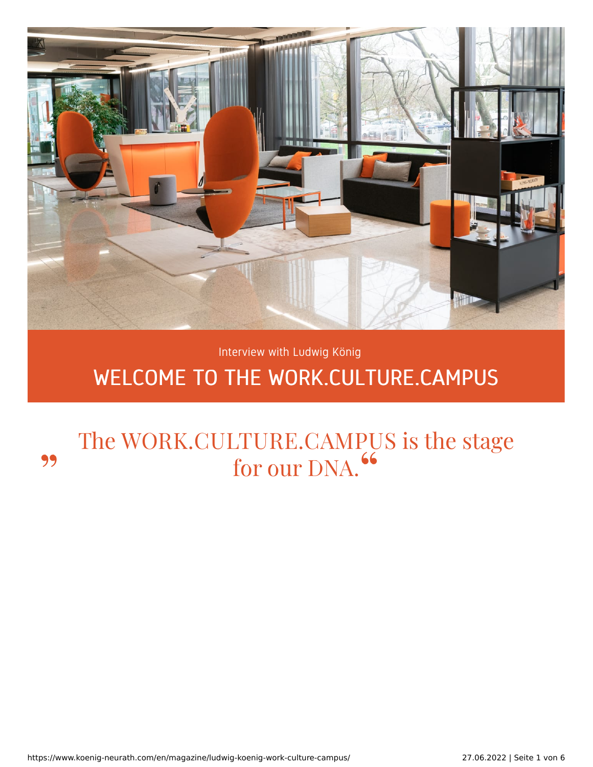Interview with Ludwig König

# WELCOME TO THE WORK.CULTURE.CAMPUS

> „The WORK.CULTURE.CAMPUS is the stage for our DNA."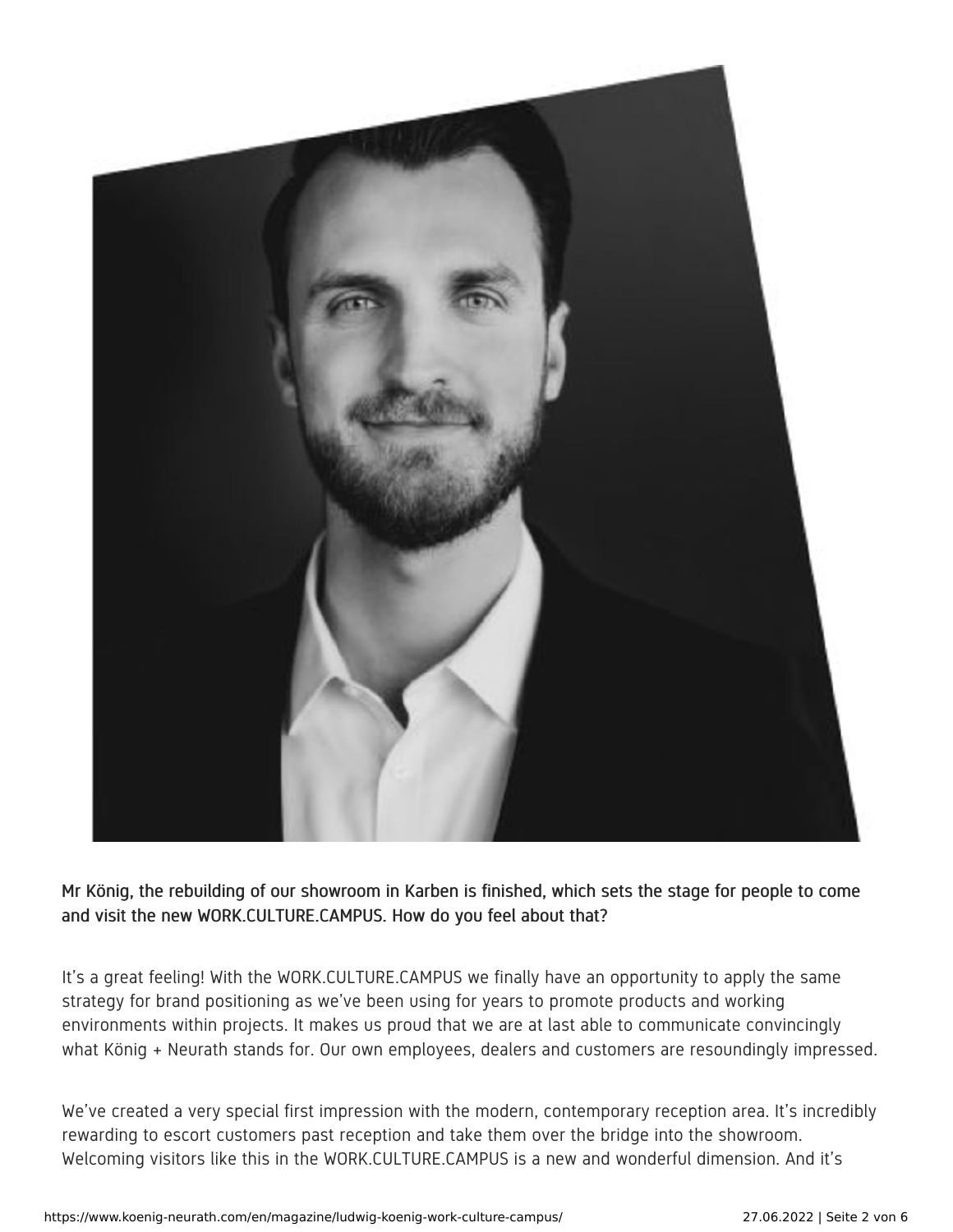Mr König, the rebuilding of our showroom in Karben is finished, which sets the stage for people to come and visit the new WORK.CULTURE.CAMPUS. How do you feel about that?

It's a great feeling! With the WORK.CULTURE.CAMPUS we finally have an opportunity to apply the same strategy for brand positioning as we've been using for years to promote products and working environments within projects. It makes us proud that we are at last able to communicate convincingly what König + Neurath stands for. Our own employees, dealers and customers are resoundingly impressed.

We've created a very special first impression with the modern, contemporary reception area. It's incredibly rewarding to escort customers past reception and take them over the bridge into the showroom. Welcoming visitors like this in the WORK.CULTURE.CAMPUS is a new and wonderful dimension. And it's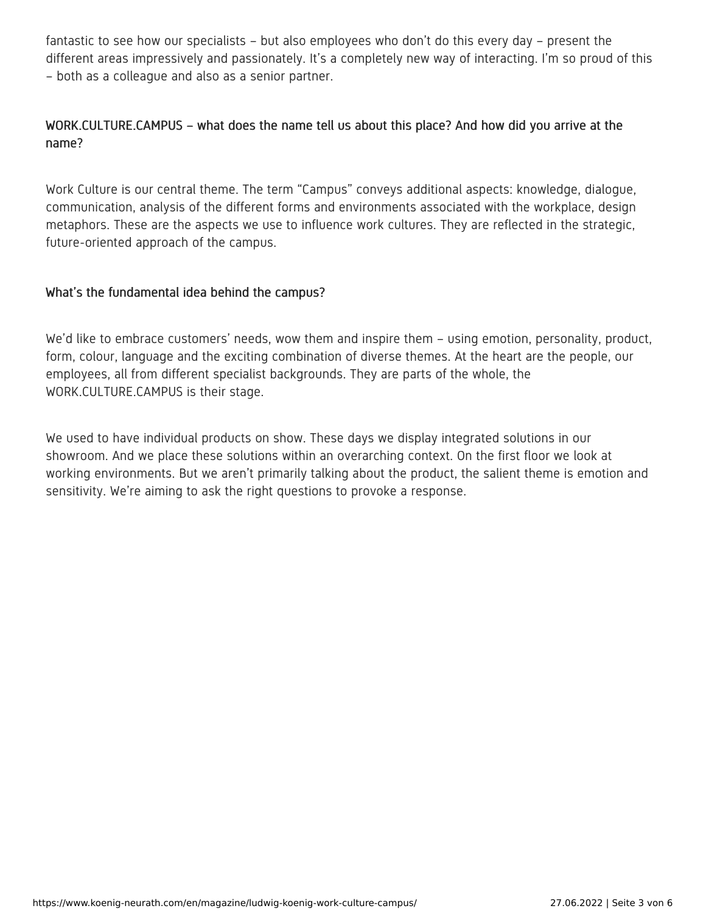fantastic to see how our specialists – but also employees who don't do this every day – present the different areas impressively and passionately. It's a completely new way of interacting. I'm so proud of this – both as a colleague and also as a senior partner.

### WORK.CULTURE.CAMPUS – what does the name tell us about this place? And how did you arrive at the name?

Work Culture is our central theme. The term "Campus" conveys additional aspects: knowledge, dialogue, communication, analysis of the different forms and environments associated with the workplace, design metaphors. These are the aspects we use to influence work cultures. They are reflected in the strategic, future-oriented approach of the campus.

### What's the fundamental idea behind the campus?

We'd like to embrace customers' needs, wow them and inspire them – using emotion, personality, product, form, colour, language and the exciting combination of diverse themes. At the heart are the people, our employees, all from different specialist backgrounds. They are parts of the whole, the WORK.CULTURE.CAMPUS is their stage.

We used to have individual products on show. These days we display integrated solutions in our showroom. And we place these solutions within an overarching context. On the first floor we look at working environments. But we aren't primarily talking about the product, the salient theme is emotion and sensitivity. We're aiming to ask the right questions to provoke a response.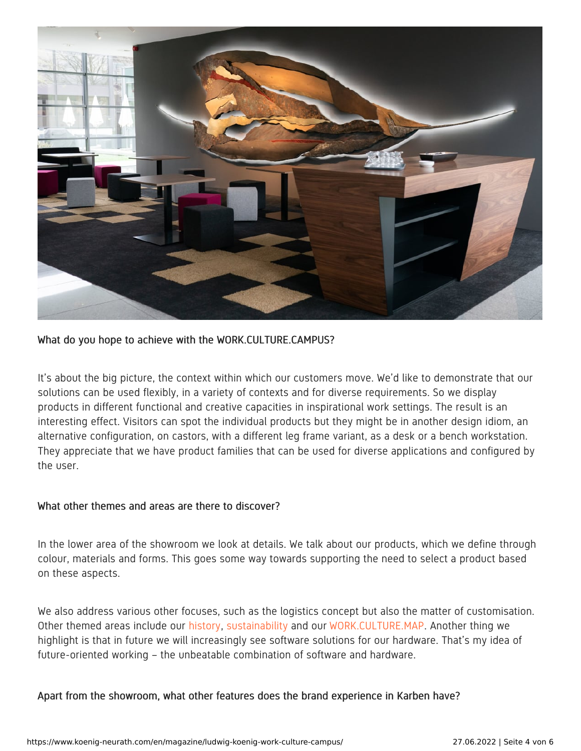What do you hope to achieve with the WORK.CULTURE.CAMPUS?

It's about the big picture, the context within which our customers move. We'd like to demonstrate that our solutions can be used flexibly, in a variety of contexts and for diverse requirements. So we display products in different functional and creative capacities in inspirational work settings. The result is an interesting effect. Visitors can spot the individual products but they might be in another design idiom, an alternative configuration, on castors, with a different leg frame variant, as a desk or a bench workstation. They appreciate that we have product families that can be used for diverse applications and configured by the user.

What other themes and areas are there to discover?

In the lower area of the showroom we look at details. We talk about our products, which we define through colour, materials and forms. This goes some way towards supporting the need to select a product based on these aspects.

We also address various other focuses, such as the logistics concept but also the matter of customisation. Other themed areas include our history, sustainability and our WORK.CULTURE.MAP. Another thing we highlight is that in future we will increasingly see software solutions for our hardware. That's my idea of future-oriented working – the unbeatable combination of software and hardware.

Apart from the showroom, what other features does the brand experience in Karben have?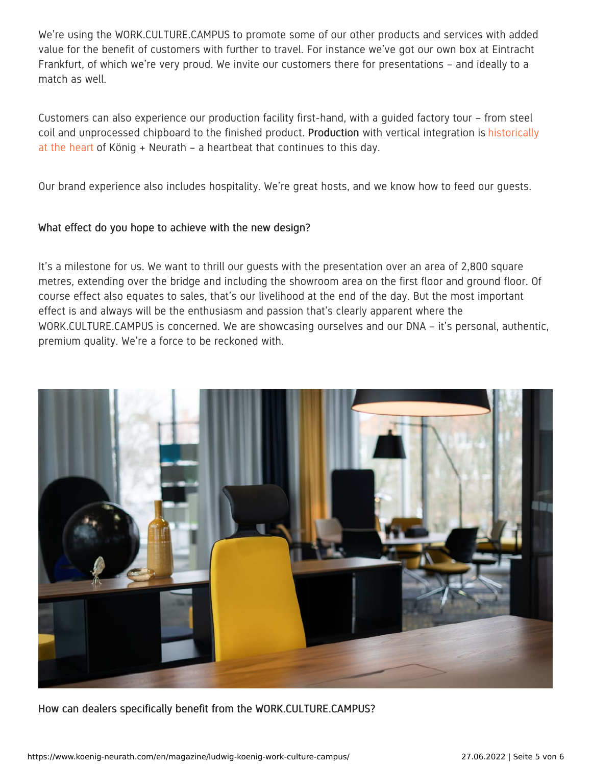We're using the WORK.CULTURE.CAMPUS to promote some of our other products and services with added value for the benefit of customers with further to travel. For instance we've got our own box at Eintracht Frankfurt, of which we're very proud. We invite our customers there for presentations – and ideally to a match as well.

Customers can also experience our production facility first-hand, with a guided factory tour – from steel coil and unprocessed chipboard to the finished product. **Production** with vertical integration is historically at the heart of König + Neurath – a heartbeat that continues to this day.

Our brand experience also includes hospitality. We're great hosts, and we know how to feed our guests.

### What effect do you hope to achieve with the new design?

It's a milestone for us. We want to thrill our guests with the presentation over an area of 2,800 square metres, extending over the bridge and including the showroom area on the first floor and ground floor. Of course effect also equates to sales, that's our livelihood at the end of the day. But the most important effect is and always will be the enthusiasm and passion that's clearly apparent where the WORK.CULTURE.CAMPUS is concerned. We are showcasing ourselves and our DNA – it's personal, authentic, premium quality. We're a force to be reckoned with.

### How can dealers specifically benefit from the WORK.CULTURE.CAMPUS?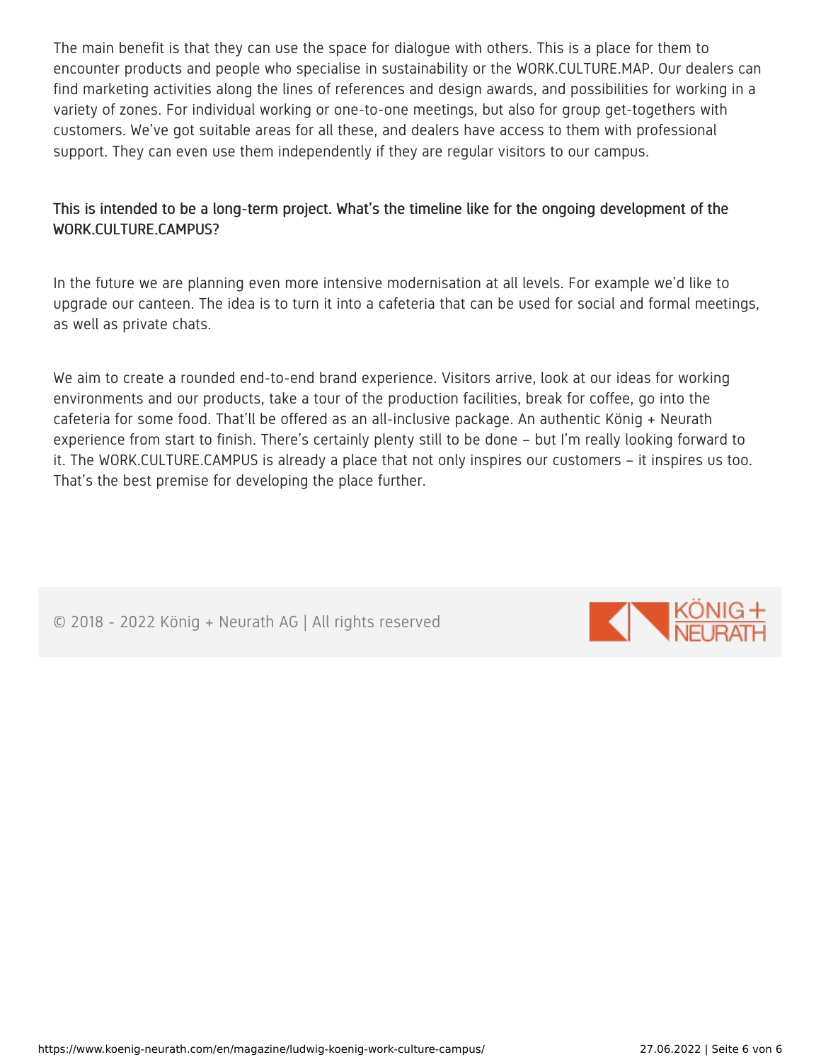The main benefit is that they can use the space for dialogue with others. This is a place for them to encounter products and people who specialise in sustainability or the WORK.CULTURE.MAP. Our dealers can find marketing activities along the lines of references and design awards, and possibilities for working in a variety of zones. For individual working or one-to-one meetings, but also for group get-togethers with customers. We've got suitable areas for all these, and dealers have access to them with professional support. They can even use them independently if they are regular visitors to our campus.

**This is intended to be a long-term project. What's the timeline like for the ongoing development of the WORK.CULTURE.CAMPUS?**

In the future we are planning even more intensive modernisation at all levels. For example we'd like to upgrade our canteen. The idea is to turn it into a cafeteria that can be used for social and formal meetings, as well as private chats.

We aim to create a rounded end-to-end brand experience. Visitors arrive, look at our ideas for working environments and our products, take a tour of the production facilities, break for coffee, go into the cafeteria for some food. That'll be offered as an all-inclusive package. An authentic König + Neurath experience from start to finish. There's certainly plenty still to be done – but I'm really looking forward to it. The WORK.CULTURE.CAMPUS is already a place that not only inspires our customers – it inspires us too. That's the best premise for developing the place further.

© 2018 - 2022 König + Neurath AG | All rights reserved